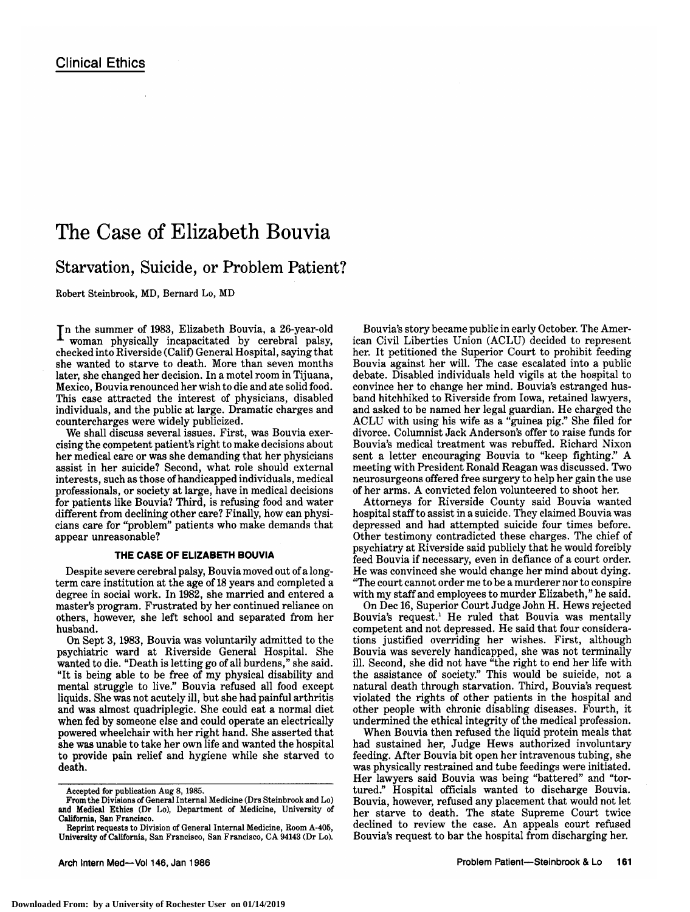Clinical Ethics

# The Case of Elizabeth Bouvia

## Starvation, Suicide, or Problem Patient?

Robert Steinbrook, MD, Bernard Lo, MD

In the summer of 1983, Elizabeth Bouvia, a 26-year-old woman physically incapacitated by cerebral palsy, checked into Riverside (Calif) General Hospital, saying that she wanted to starve to death. More than seven months later, she changed her decision. In a motel room in Tijuana, Mexico, Bouvia renounced her wish to die and ate solid food. This case attracted the interest of physicians, disabled individuals, and the public at large. Dramatic charges and countercharges were widely publicized.

We shall discuss several issues. First, was Bouvia exercising the competent patient's right to make decisions about her medical care or was she demanding that her physicians assist in her suicide? Second, what role should external interests, such as those of handicapped individuals, medical professionals, or society at large, have in medical decisions for patients like Bouvia? Third, is refusing food and water different from declining other care? Finally, how can physicians care for "problem" patients who make demands that appear unreasonable?

### THE CASE OF ELIZABETH BOUVIA

Despite severe cerebral palsy, Bouvia moved out of a long-term care institution at the age of 18 years and completed a degree in social work. In 1982, she married and entered a master's program. Frustrated by her continued reliance on others, however, she left school and separated from her husband.

On Sept 3, 1983, Bouvia was voluntarily admitted to the psychiatric ward at Riverside General Hospital. She wanted to die. "Death is letting go of all burdens," she said. "It is being able to be free of my physical disability and mental struggle to live." Bouvia refused all food except liquids. She was not acutely ill, but she had painful arthritis and was almost quadriplegic. She could eat a normal diet when fed by someone else and could operate an electrically powered wheelchair with her right hand. She asserted that she was unable to take her own life and wanted the hospital to provide pain relief and hygiene while she starved to death.

Bouvia's story became public in early October. The American Civil Liberties Union (ACLU) decided to represent her. It petitioned the Superior Court to prohibit feeding Bouvia against her will. The case escalated into a public debate. Disabled individuals held vigils at the hospital to convince her to change her mind. Bouvia's estranged husband hitchhiked to Riverside from Iowa, retained lawyers, and asked to be named her legal guardian. He charged the ACLU with using his wife as a "guinea pig." She filed for divorce. Columnist Jack Anderson's offer to raise funds for Bouvia's medical treatment was rebuffed. Richard Nixon sent a letter encouraging Bouvia to "keep fighting." A meeting with President Ronald Reagan was discussed. Two neurosurgeons offered free surgery to help her gain the use of her arms. A convicted felon volunteered to shoot her.

Attorneys for Riverside County said Bouvia wanted hospital staff to assist in a suicide. They claimed Bouvia was depressed and had attempted suicide four times before. Other testimony contradicted these charges. The chief of psychiatry at Riverside said publicly that he would forcibly feed Bouvia if necessary, even in defiance of a court order. He was convinced she would change her mind about dying. "The court cannot order me to be a murderer nor to conspire with my staff and employees to murder Elizabeth," he said.

On Dec 16, Superior Court Judge John H. Hews rejected Bouvia's request.[1] He ruled that Bouvia was mentally competent and not depressed. He said that four considerations justified overriding her wishes. First, although Bouvia was severely handicapped, she was not terminally ill. Second, she did not have "the right to end her life with the assistance of society." This would be suicide, not a natural death through starvation. Third, Bouvia's request violated the rights of other patients in the hospital and other people with chronic disabling diseases. Fourth, it undermined the ethical integrity of the medical profession.

When Bouvia then refused the liquid protein meals that had sustained her, Judge Hews authorized involuntary feeding. After Bouvia bit open her intravenous tubing, she was physically restrained and tube feedings were initiated. Her lawyers said Bouvia was being "battered" and "tortured." Hospital officials wanted to discharge Bouvia. Bouvia, however, refused any placement that would not let her starve to death. The state Supreme Court twice declined to review the case. An appeals court refused Bouvia's request to bar the hospital from discharging her.

Accepted for publication Aug 8, 1985.

From the Divisions of General Internal Medicine (Drs Steinbrook and Lo) and Medical Ethics (Dr Lo), Department of Medicine, University of California, San Francisco.

Reprint requests to Division of General Internal Medicine, Room A-405, University of California, San Francisco, San Francisco, CA 94143 (Dr Lo).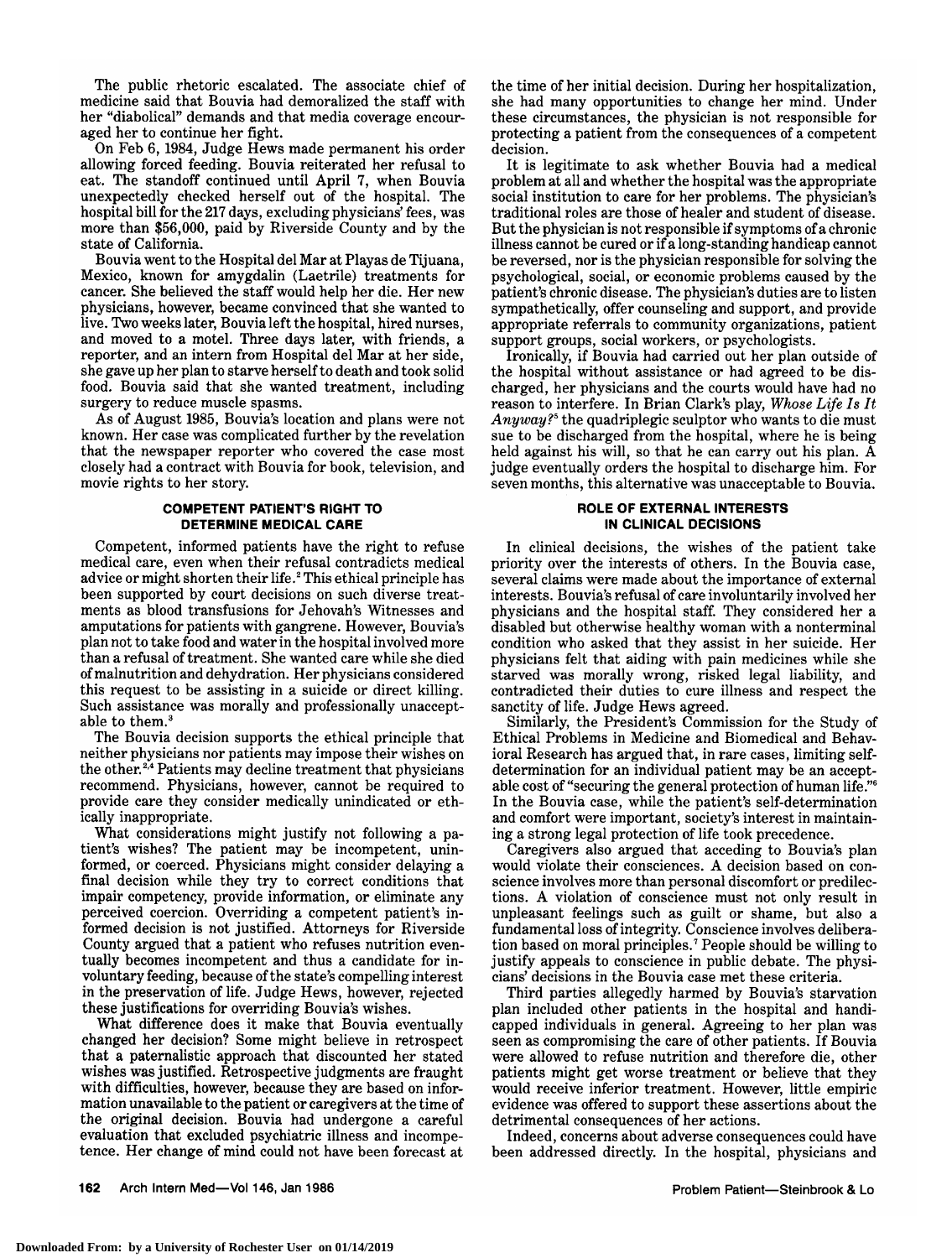The public rhetoric escalated. The associate chief of medicine said that Bouvia had demoralized the staff with her "diabolical" demands and that media coverage encouraged her to continue her fight.

On Feb 6, 1984, Judge Hews made permanent his order allowing forced feeding. Bouvia reiterated her refusal to eat. The standoff continued until April 7, when Bouvia unexpectedly checked herself out of the hospital. The hospital bill for the 217 days, excluding physicians' fees, was more than $56,000, paid by Riverside County and by the state of California.

Bouvia went to the Hospital del Mar at Playas de Tijuana, Mexico, known for amygdalin (Laetrile) treatments for cancer. She believed the staff would help her die. Her new physicians, however, became convinced that she wanted to live. Two weeks later, Bouvia left the hospital, hired nurses, and moved to a motel. Three days later, with friends, a reporter, and an intern from Hospital del Mar at her side, she gave up her plan to starve herself to death and took solid food. Bouvia said that she wanted treatment, including surgery to reduce muscle spasms.

As of August 1985, Bouvia's location and plans were not known. Her case was complicated further by the revelation that the newspaper reporter who covered the case most closely had a contract with Bouvia for book, television, and movie rights to her story.

## COMPETENT PATIENT'S RIGHT TO DETERMINE MEDICAL CARE

Competent, informed patients have the right to refuse medical care, even when their refusal contradicts medical advice or might shorten their life.[2] This ethical principle has been supported by court decisions on such diverse treatments as blood transfusions for Jehovah's Witnesses and amputations for patients with gangrene. However, Bouvia's plan not to take food and water in the hospital involved more than a refusal of treatment. She wanted care while she died of malnutrition and dehydration. Her physicians considered this request to be assisting in a suicide or direct killing. Such assistance was morally and professionally unacceptable to them.[3]

The Bouvia decision supports the ethical principle that neither physicians nor patients may impose their wishes on the other.[2,4] Patients may decline treatment that physicians recommend. Physicians, however, cannot be required to provide care they consider medically unindicated or ethically inappropriate.

What considerations might justify not following a patient's wishes? The patient may be incompetent, uninformed, or coerced. Physicians might consider delaying a final decision while they try to correct conditions that impair competency, provide information, or eliminate any perceived coercion. Overriding a competent patient's informed decision is not justified. Attorneys for Riverside County argued that a patient who refuses nutrition eventually becomes incompetent and thus a candidate for involuntary feeding, because of the state's compelling interest in the preservation of life. Judge Hews, however, rejected these justifications for overriding Bouvia's wishes.

What difference does it make that Bouvia eventually changed her decision? Some might believe in retrospect that a paternalistic approach that discounted her stated wishes was justified. Retrospective judgments are fraught with difficulties, however, because they are based on information unavailable to the patient or caregivers at the time of the original decision. Bouvia had undergone a careful evaluation that excluded psychiatric illness and incompetence. Her change of mind could not have been forecast at the time of her initial decision. During her hospitalization, she had many opportunities to change her mind. Under these circumstances, the physician is not responsible for protecting a patient from the consequences of a competent decision.

It is legitimate to ask whether Bouvia had a medical problem at all and whether the hospital was the appropriate social institution to care for her problems. The physician's traditional roles are those of healer and student of disease. But the physician is not responsible if symptoms of a chronic illness cannot be cured or if a long-standing handicap cannot be reversed, nor is the physician responsible for solving the psychological, social, or economic problems caused by the patient's chronic disease. The physician's duties are to listen sympathetically, offer counseling and support, and provide appropriate referrals to community organizations, patient support groups, social workers, or psychologists.

Ironically, if Bouvia had carried out her plan outside of the hospital without assistance or had agreed to be discharged, her physicians and the courts would have had no reason to interfere. In Brian Clark's play, *Whose Life Is It Anyway?*[5] the quadriplegic sculptor who wants to die must sue to be discharged from the hospital, where he is being held against his will, so that he can carry out his plan. A judge eventually orders the hospital to discharge him. For seven months, this alternative was unacceptable to Bouvia.

## ROLE OF EXTERNAL INTERESTS IN CLINICAL DECISIONS

In clinical decisions, the wishes of the patient take priority over the interests of others. In the Bouvia case, several claims were made about the importance of external interests. Bouvia's refusal of care involuntarily involved her physicians and the hospital staff. They considered her a disabled but otherwise healthy woman with a nonterminal condition who asked that they assist in her suicide. Her physicians felt that aiding with pain medicines while she starved was morally wrong, risked legal liability, and contradicted their duties to cure illness and respect the sanctity of life. Judge Hews agreed.

Similarly, the President's Commission for the Study of Ethical Problems in Medicine and Biomedical and Behavioral Research has argued that, in rare cases, limiting self-determination for an individual patient may be an acceptable cost of "securing the general protection of human life."[6] In the Bouvia case, while the patient's self-determination and comfort were important, society's interest in maintaining a strong legal protection of life took precedence.

Caregivers also argued that acceding to Bouvia's plan would violate their consciences. A decision based on conscience involves more than personal discomfort or predilections. A violation of conscience must not only result in unpleasant feelings such as guilt or shame, but also a fundamental loss of integrity. Conscience involves deliberation based on moral principles.[7] People should be willing to justify appeals to conscience in public debate. The physicians' decisions in the Bouvia case met these criteria.

Third parties allegedly harmed by Bouvia's starvation plan included other patients in the hospital and handicapped individuals in general. Agreeing to her plan was seen as compromising the care of other patients. If Bouvia were allowed to refuse nutrition and therefore die, other patients might get worse treatment or believe that they would receive inferior treatment. However, little empiric evidence was offered to support these assertions about the detrimental consequences of her actions.

Indeed, concerns about adverse consequences could have been addressed directly. In the hospital, physicians and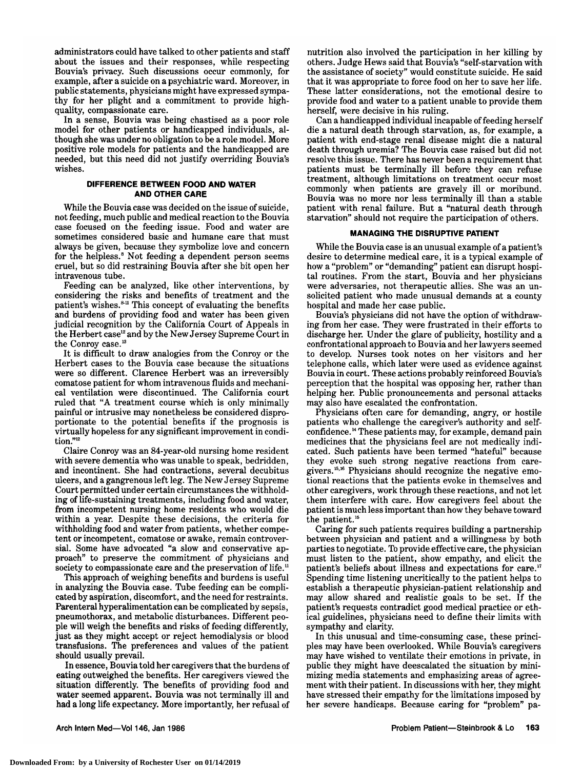administrators could have talked to other patients and staff about the issues and their responses, while respecting Bouvia's privacy. Such discussions occur commonly, for example, after a suicide on a psychiatric ward. Moreover, in public statements, physicians might have expressed sympathy for her plight and a commitment to provide high-quality, compassionate care.

In a sense, Bouvia was being chastised as a poor role model for other patients or handicapped individuals, although she was under no obligation to be a role model. More positive role models for patients and the handicapped are needed, but this need did not justify overriding Bouvia's wishes.

## DIFFERENCE BETWEEN FOOD AND WATER AND OTHER CARE

While the Bouvia case was decided on the issue of suicide, not feeding, much public and medical reaction to the Bouvia case focused on the feeding issue. Food and water are sometimes considered basic and humane care that must always be given, because they symbolize love and concern for the helpless.[8] Not feeding a dependent person seems cruel, but so did restraining Bouvia after she bit open her intravenous tube.

Feeding can be analyzed, like other interventions, by considering the risks and benefits of treatment and the patient's wishes.[8-11] This concept of evaluating the benefits and burdens of providing food and water has been given judicial recognition by the California Court of Appeals in the Herbert case[12] and by the New Jersey Supreme Court in the Conroy case.[13]

It is difficult to draw analogies from the Conroy or the Herbert cases to the Bouvia case because the situations were so different. Clarence Herbert was an irreversibly comatose patient for whom intravenous fluids and mechanical ventilation were discontinued. The California court ruled that "A treatment course which is only minimally painful or intrusive may nonetheless be considered disproportionate to the potential benefits if the prognosis is virtually hopeless for any significant improvement in condition."[12]

Claire Conroy was an 84-year-old nursing home resident with severe dementia who was unable to speak, bedridden, and incontinent. She had contractions, several decubitus ulcers, and a gangrenous left leg. The New Jersey Supreme Court permitted under certain circumstances the withholding of life-sustaining treatments, including food and water, from incompetent nursing home residents who would die within a year. Despite these decisions, the criteria for withholding food and water from patients, whether competent or incompetent, comatose or awake, remain controversial. Some have advocated "a slow and conservative approach" to preserve the commitment of physicians and society to compassionate care and the preservation of life.[11]

This approach of weighing benefits and burdens is useful in analyzing the Bouvia case. Tube feeding can be complicated by aspiration, discomfort, and the need for restraints. Parenteral hyperalimentation can be complicated by sepsis, pneumothorax, and metabolic disturbances. Different people will weigh the benefits and risks of feeding differently, just as they might accept or reject hemodialysis or blood transfusions. The preferences and values of the patient should usually prevail.

In essence, Bouvia told her caregivers that the burdens of eating outweighed the benefits. Her caregivers viewed the situation differently. The benefits of providing food and water seemed apparent. Bouvia was not terminally ill and had a long life expectancy. More importantly, her refusal of nutrition also involved the participation in her killing by others. Judge Hews said that Bouvia's "self-starvation with the assistance of society" would constitute suicide. He said that it was appropriate to force food on her to save her life. These latter considerations, not the emotional desire to provide food and water to a patient unable to provide them herself, were decisive in his ruling.

Can a handicapped individual incapable of feeding herself die a natural death through starvation, as, for example, a patient with end-stage renal disease might die a natural death through uremia? The Bouvia case raised but did not resolve this issue. There has never been a requirement that patients must be terminally ill before they can refuse treatment, although limitations on treatment occur most commonly when patients are gravely ill or moribund. Bouvia was no more nor less terminally ill than a stable patient with renal failure. But a "natural death through starvation" should not require the participation of others.

## MANAGING THE DISRUPTIVE PATIENT

While the Bouvia case is an unusual example of a patient's desire to determine medical care, it is a typical example of how a "problem" or "demanding" patient can disrupt hospital routines. From the start, Bouvia and her physicians were adversaries, not therapeutic allies. She was an unsolicited patient who made unusual demands at a county hospital and made her case public.

Bouvia's physicians did not have the option of withdrawing from her case. They were frustrated in their efforts to discharge her. Under the glare of publicity, hostility and a confrontational approach to Bouvia and her lawyers seemed to develop. Nurses took notes on her visitors and her telephone calls, which later were used as evidence against Bouvia in court. These actions probably reinforced Bouvia's perception that the hospital was opposing her, rather than helping her. Public pronouncements and personal attacks may also have escalated the confrontation.

Physicians often care for demanding, angry, or hostile patients who challenge the caregiver's authority and self-confidence.[14] These patients may, for example, demand pain medicines that the physicians feel are not medically indicated. Such patients have been termed "hateful" because they evoke such strong negative reactions from caregivers.[15,16] Physicians should recognize the negative emotional reactions that the patients evoke in themselves and other caregivers, work through these reactions, and not let them interfere with care. How caregivers feel about the patient is much less important than how they behave toward the patient.[15]

Caring for such patients requires building a partnership between physician and patient and a willingness by both parties to negotiate. To provide effective care, the physician must listen to the patient, show empathy, and elicit the patient's beliefs about illness and expectations for care.[17] Spending time listening uncritically to the patient helps to establish a therapeutic physician-patient relationship and may allow shared and realistic goals to be set. If the patient's requests contradict good medical practice or ethical guidelines, physicians need to define their limits with sympathy and clarity.

In this unusual and time-consuming case, these principles may have been overlooked. While Bouvia's caregivers may have wished to ventilate their emotions in private, in public they might have deescalated the situation by minimizing media statements and emphasizing areas of agreement with their patient. In discussions with her, they might have stressed their empathy for the limitations imposed by her severe handicaps. Because caring for "problem" pa-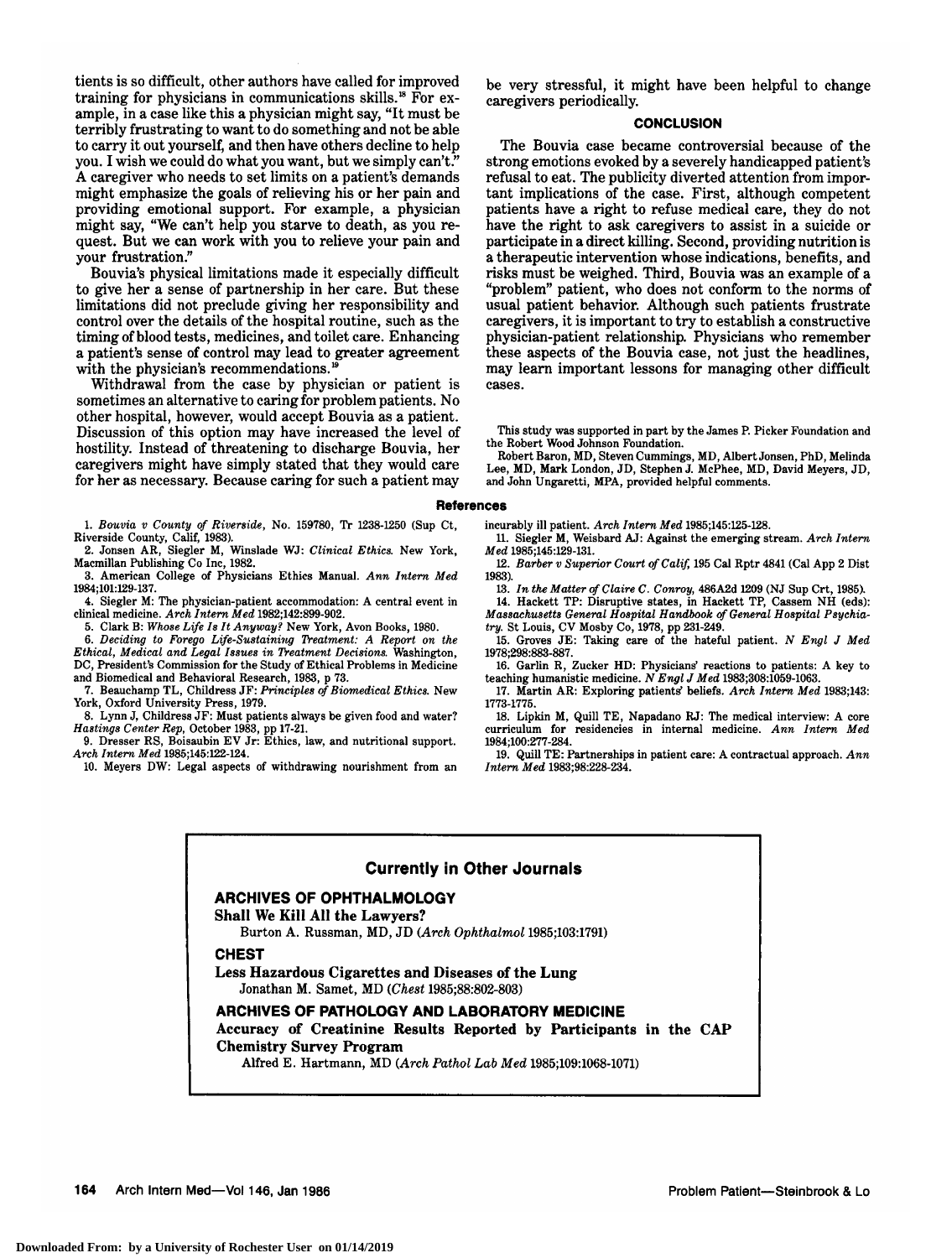tients is so difficult, other authors have called for improved training for physicians in communications skills.[18] For example, in a case like this a physician might say, "It must be terribly frustrating to want to do something and not be able to carry it out yourself, and then have others decline to help you. I wish we could do what you want, but we simply can't." A caregiver who needs to set limits on a patient's demands might emphasize the goals of relieving his or her pain and providing emotional support. For example, a physician might say, "We can't help you starve to death, as you request. But we can work with you to relieve your pain and your frustration."

Bouvia's physical limitations made it especially difficult to give her a sense of partnership in her care. But these limitations did not preclude giving her responsibility and control over the details of the hospital routine, such as the timing of blood tests, medicines, and toilet care. Enhancing a patient's sense of control may lead to greater agreement with the physician's recommendations.[19]

Withdrawal from the case by physician or patient is sometimes an alternative to caring for problem patients. No other hospital, however, would accept Bouvia as a patient. Discussion of this option may have increased the level of hostility. Instead of threatening to discharge Bouvia, her caregivers might have simply stated that they would care for her as necessary. Because caring for such a patient may be very stressful, it might have been helpful to change caregivers periodically.

## CONCLUSION

The Bouvia case became controversial because of the strong emotions evoked by a severely handicapped patient's refusal to eat. The publicity diverted attention from important implications of the case. First, although competent patients have a right to refuse medical care, they do not have the right to ask caregivers to assist in a suicide or participate in a direct killing. Second, providing nutrition is a therapeutic intervention whose indications, benefits, and risks must be weighed. Third, Bouvia was an example of a "problem" patient, who does not conform to the norms of usual patient behavior. Although such patients frustrate caregivers, it is important to try to establish a constructive physician-patient relationship. Physicians who remember these aspects of the Bouvia case, not just the headlines, may learn important lessons for managing other difficult cases.

This study was supported in part by the James P. Picker Foundation and the Robert Wood Johnson Foundation.

Robert Baron, MD, Steven Cummings, MD, Albert Jonsen, PhD, Melinda Lee, MD, Mark London, JD, Stephen J. McPhee, MD, David Meyers, JD, and John Ungaretti, MPA, provided helpful comments.

## References

1. *Bouvia v County of Riverside*, No. 159780, Tr 1238-1250 (Sup Ct, Riverside County, Calif, 1983).
2. Jonsen AR, Siegler M, Winslade WJ: *Clinical Ethics.* New York, Macmillan Publishing Co Inc, 1982.
3. American College of Physicians Ethics Manual. *Ann Intern Med* 1984;101:129-137.
4. Siegler M: The physician-patient accommodation: A central event in clinical medicine. *Arch Intern Med* 1982;142:899-902.
5. Clark B: *Whose Life Is It Anyway?* New York, Avon Books, 1980.
6. *Deciding to Forego Life-Sustaining Treatment: A Report on the Ethical, Medical and Legal Issues in Treatment Decisions.* Washington, DC, President's Commission for the Study of Ethical Problems in Medicine and Biomedical and Behavioral Research, 1983, p 73.
7. Beauchamp TL, Childress JF: *Principles of Biomedical Ethics.* New York, Oxford University Press, 1979.
8. Lynn J, Childress JF: Must patients always be given food and water? *Hastings Center Rep*, October 1983, pp 17-21.
9. Dresser RS, Boisaubin EV Jr: Ethics, law, and nutritional support. *Arch Intern Med* 1985;145:122-124.
10. Meyers DW: Legal aspects of withdrawing nourishment from an incurably ill patient. *Arch Intern Med* 1985;145:125-128.
11. Siegler M, Weisbard AJ: Against the emerging stream. *Arch Intern Med* 1985;145:129-131.
12. *Barber v Superior Court of Calif,* 195 Cal Rptr 4841 (Cal App 2 Dist 1983).
13. *In the Matter of Claire C. Conroy,* 486A2d 1209 (NJ Sup Crt, 1985).
14. Hackett TP: Disruptive states, in Hackett TP, Cassem NH (eds): *Massachusetts General Hospital Handbook of General Hospital Psychiatry.* St Louis, CV Mosby Co, 1978, pp 231-249.
15. Groves JE: Taking care of the hateful patient. *N Engl J Med* 1978;298:883-887.
16. Garlin R, Zucker HD: Physicians' reactions to patients: A key to teaching humanistic medicine. *N Engl J Med* 1983;308:1059-1063.
17. Martin AR: Exploring patients' beliefs. *Arch Intern Med* 1983;143:1773-1775.
18. Lipkin M, Quill TE, Napadano RJ: The medical interview: A core curriculum for residencies in internal medicine. *Ann Intern Med* 1984;100:277-284.
19. Quill TE: Partnerships in patient care: A contractual approach. *Ann Intern Med* 1983;98:228-234.

## Currently in Other Journals

**ARCHIVES OF OPHTHALMOLOGY**

**Shall We Kill All the Lawyers?**
Burton A. Russman, MD, JD (*Arch Ophthalmol* 1985;103:1791)

**CHEST**

**Less Hazardous Cigarettes and Diseases of the Lung**
Jonathan M. Samet, MD (*Chest* 1985;88:802-803)

**ARCHIVES OF PATHOLOGY AND LABORATORY MEDICINE**

**Accuracy of Creatinine Results Reported by Participants in the CAP Chemistry Survey Program**
Alfred E. Hartmann, MD (*Arch Pathol Lab Med* 1985;109:1068-1071)